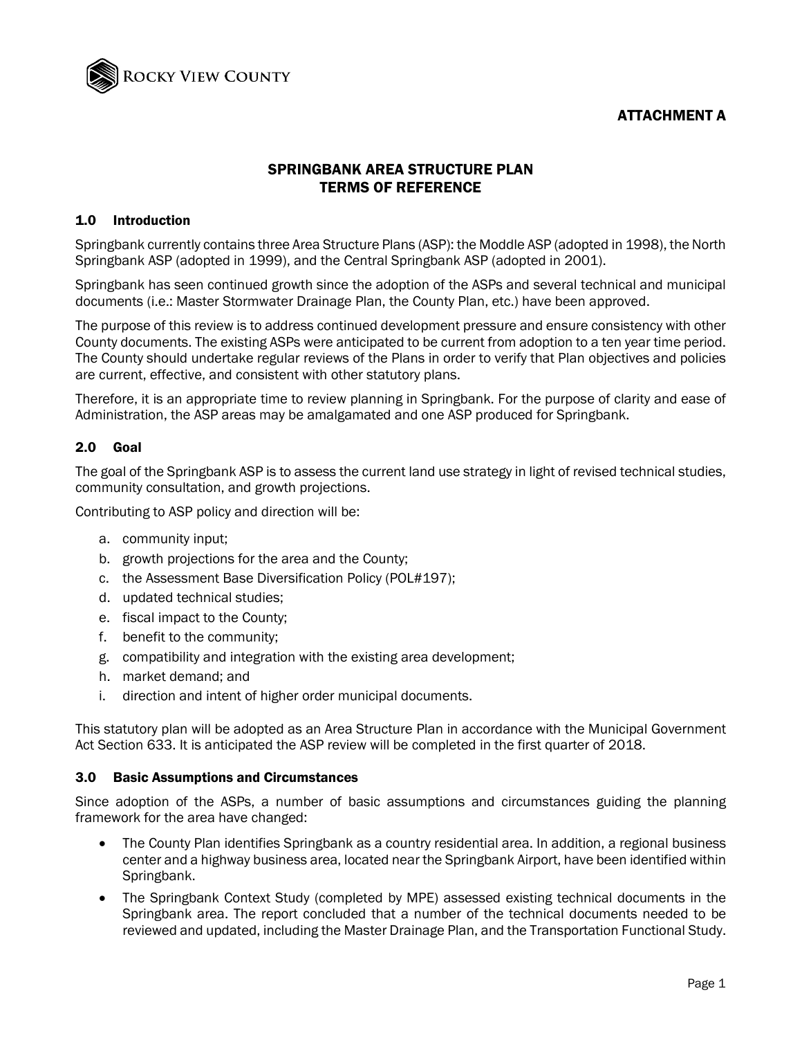ATTACHMENT A

# SPRINGBANK AREA STRUCTURE PLAN
# TERMS OF REFERENCE

## 1.0 Introduction

Springbank currently contains three Area Structure Plans (ASP): the Moddle ASP (adopted in 1998), the North Springbank ASP (adopted in 1999), and the Central Springbank ASP (adopted in 2001).

Springbank has seen continued growth since the adoption of the ASPs and several technical and municipal documents (i.e.: Master Stormwater Drainage Plan, the County Plan, etc.) have been approved.

The purpose of this review is to address continued development pressure and ensure consistency with other County documents. The existing ASPs were anticipated to be current from adoption to a ten year time period. The County should undertake regular reviews of the Plans in order to verify that Plan objectives and policies are current, effective, and consistent with other statutory plans.

Therefore, it is an appropriate time to review planning in Springbank. For the purpose of clarity and ease of Administration, the ASP areas may be amalgamated and one ASP produced for Springbank.

## 2.0 Goal

The goal of the Springbank ASP is to assess the current land use strategy in light of revised technical studies, community consultation, and growth projections.

Contributing to ASP policy and direction will be:

a. community input;
b. growth projections for the area and the County;
c. the Assessment Base Diversification Policy (POL#197);
d. updated technical studies;
e. fiscal impact to the County;
f. benefit to the community;
g. compatibility and integration with the existing area development;
h. market demand; and
i. direction and intent of higher order municipal documents.

This statutory plan will be adopted as an Area Structure Plan in accordance with the Municipal Government Act Section 633. It is anticipated the ASP review will be completed in the first quarter of 2018.

## 3.0 Basic Assumptions and Circumstances

Since adoption of the ASPs, a number of basic assumptions and circumstances guiding the planning framework for the area have changed:

- The County Plan identifies Springbank as a country residential area. In addition, a regional business center and a highway business area, located near the Springbank Airport, have been identified within Springbank.
- The Springbank Context Study (completed by MPE) assessed existing technical documents in the Springbank area. The report concluded that a number of the technical documents needed to be reviewed and updated, including the Master Drainage Plan, and the Transportation Functional Study.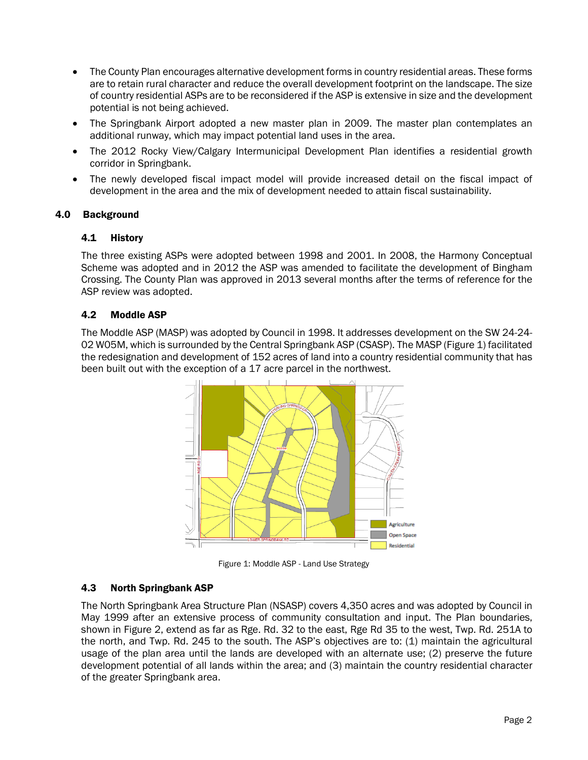- The County Plan encourages alternative development forms in country residential areas. These forms are to retain rural character and reduce the overall development footprint on the landscape. The size of country residential ASPs are to be reconsidered if the ASP is extensive in size and the development potential is not being achieved.
- The Springbank Airport adopted a new master plan in 2009. The master plan contemplates an additional runway, which may impact potential land uses in the area.
- The 2012 Rocky View/Calgary Intermunicipal Development Plan identifies a residential growth corridor in Springbank.
- The newly developed fiscal impact model will provide increased detail on the fiscal impact of development in the area and the mix of development needed to attain fiscal sustainability.

## 4.0 Background

### 4.1 History

The three existing ASPs were adopted between 1998 and 2001. In 2008, the Harmony Conceptual Scheme was adopted and in 2012 the ASP was amended to facilitate the development of Bingham Crossing. The County Plan was approved in 2013 several months after the terms of reference for the ASP review was adopted.

### 4.2 Moddle ASP

The Moddle ASP (MASP) was adopted by Council in 1998. It addresses development on the SW 24-24-02 W05M, which is surrounded by the Central Springbank ASP (CSASP). The MASP (Figure 1) facilitated the redesignation and development of 152 acres of land into a country residential community that has been built out with the exception of a 17 acre parcel in the northwest.

Figure 1: Moddle ASP - Land Use Strategy

### 4.3 North Springbank ASP

The North Springbank Area Structure Plan (NSASP) covers 4,350 acres and was adopted by Council in May 1999 after an extensive process of community consultation and input. The Plan boundaries, shown in Figure 2, extend as far as Rge. Rd. 32 to the east, Rge Rd 35 to the west, Twp. Rd. 251A to the north, and Twp. Rd. 245 to the south. The ASP's objectives are to: (1) maintain the agricultural usage of the plan area until the lands are developed with an alternate use; (2) preserve the future development potential of all lands within the area; and (3) maintain the country residential character of the greater Springbank area.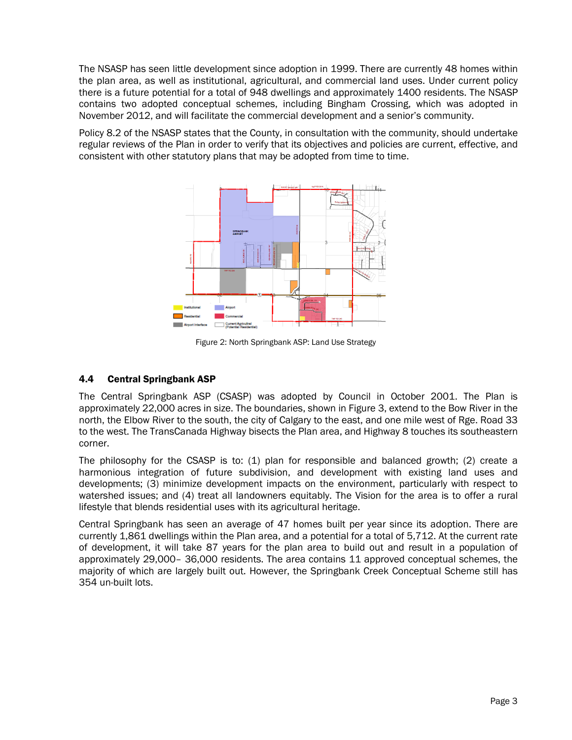The NSASP has seen little development since adoption in 1999. There are currently 48 homes within the plan area, as well as institutional, agricultural, and commercial land uses. Under current policy there is a future potential for a total of 948 dwellings and approximately 1400 residents. The NSASP contains two adopted conceptual schemes, including Bingham Crossing, which was adopted in November 2012, and will facilitate the commercial development and a senior's community.

Policy 8.2 of the NSASP states that the County, in consultation with the community, should undertake regular reviews of the Plan in order to verify that its objectives and policies are current, effective, and consistent with other statutory plans that may be adopted from time to time.

Figure 2: North Springbank ASP: Land Use Strategy

## 4.4 Central Springbank ASP

The Central Springbank ASP (CSASP) was adopted by Council in October 2001. The Plan is approximately 22,000 acres in size. The boundaries, shown in Figure 3, extend to the Bow River in the north, the Elbow River to the south, the city of Calgary to the east, and one mile west of Rge. Road 33 to the west. The TransCanada Highway bisects the Plan area, and Highway 8 touches its southeastern corner.

The philosophy for the CSASP is to: (1) plan for responsible and balanced growth; (2) create a harmonious integration of future subdivision, and development with existing land uses and developments; (3) minimize development impacts on the environment, particularly with respect to watershed issues; and (4) treat all landowners equitably. The Vision for the area is to offer a rural lifestyle that blends residential uses with its agricultural heritage.

Central Springbank has seen an average of 47 homes built per year since its adoption. There are currently 1,861 dwellings within the Plan area, and a potential for a total of 5,712. At the current rate of development, it will take 87 years for the plan area to build out and result in a population of approximately 29,000– 36,000 residents. The area contains 11 approved conceptual schemes, the majority of which are largely built out. However, the Springbank Creek Conceptual Scheme still has 354 un-built lots.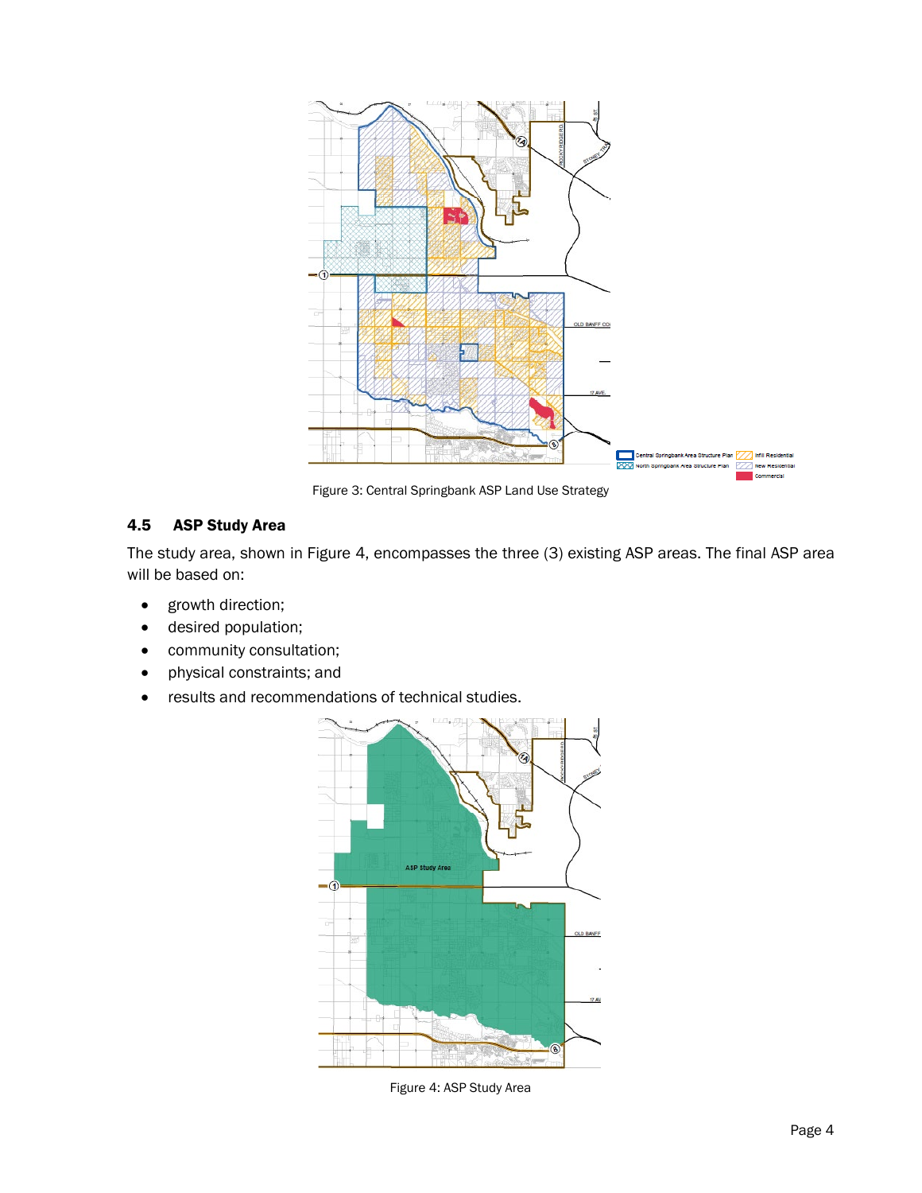Figure 3: Central Springbank ASP Land Use Strategy

## 4.5 ASP Study Area

The study area, shown in Figure 4, encompasses the three (3) existing ASP areas. The final ASP area will be based on:

- growth direction;
- desired population;
- community consultation;
- physical constraints; and
- results and recommendations of technical studies.

Figure 4: ASP Study Area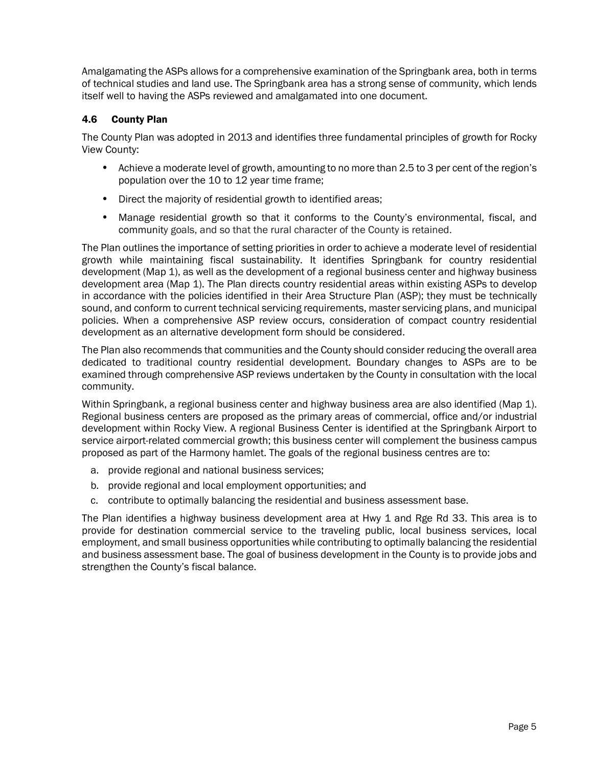Amalgamating the ASPs allows for a comprehensive examination of the Springbank area, both in terms of technical studies and land use. The Springbank area has a strong sense of community, which lends itself well to having the ASPs reviewed and amalgamated into one document.

### 4.6 County Plan

The County Plan was adopted in 2013 and identifies three fundamental principles of growth for Rocky View County:

- Achieve a moderate level of growth, amounting to no more than 2.5 to 3 per cent of the region's population over the 10 to 12 year time frame;
- Direct the majority of residential growth to identified areas;
- Manage residential growth so that it conforms to the County's environmental, fiscal, and community goals, and so that the rural character of the County is retained.

The Plan outlines the importance of setting priorities in order to achieve a moderate level of residential growth while maintaining fiscal sustainability. It identifies Springbank for country residential development (Map 1), as well as the development of a regional business center and highway business development area (Map 1). The Plan directs country residential areas within existing ASPs to develop in accordance with the policies identified in their Area Structure Plan (ASP); they must be technically sound, and conform to current technical servicing requirements, master servicing plans, and municipal policies. When a comprehensive ASP review occurs, consideration of compact country residential development as an alternative development form should be considered.

The Plan also recommends that communities and the County should consider reducing the overall area dedicated to traditional country residential development. Boundary changes to ASPs are to be examined through comprehensive ASP reviews undertaken by the County in consultation with the local community.

Within Springbank, a regional business center and highway business area are also identified (Map 1). Regional business centers are proposed as the primary areas of commercial, office and/or industrial development within Rocky View. A regional Business Center is identified at the Springbank Airport to service airport-related commercial growth; this business center will complement the business campus proposed as part of the Harmony hamlet. The goals of the regional business centres are to:

a. provide regional and national business services;
b. provide regional and local employment opportunities; and
c. contribute to optimally balancing the residential and business assessment base.

The Plan identifies a highway business development area at Hwy 1 and Rge Rd 33. This area is to provide for destination commercial service to the traveling public, local business services, local employment, and small business opportunities while contributing to optimally balancing the residential and business assessment base. The goal of business development in the County is to provide jobs and strengthen the County's fiscal balance.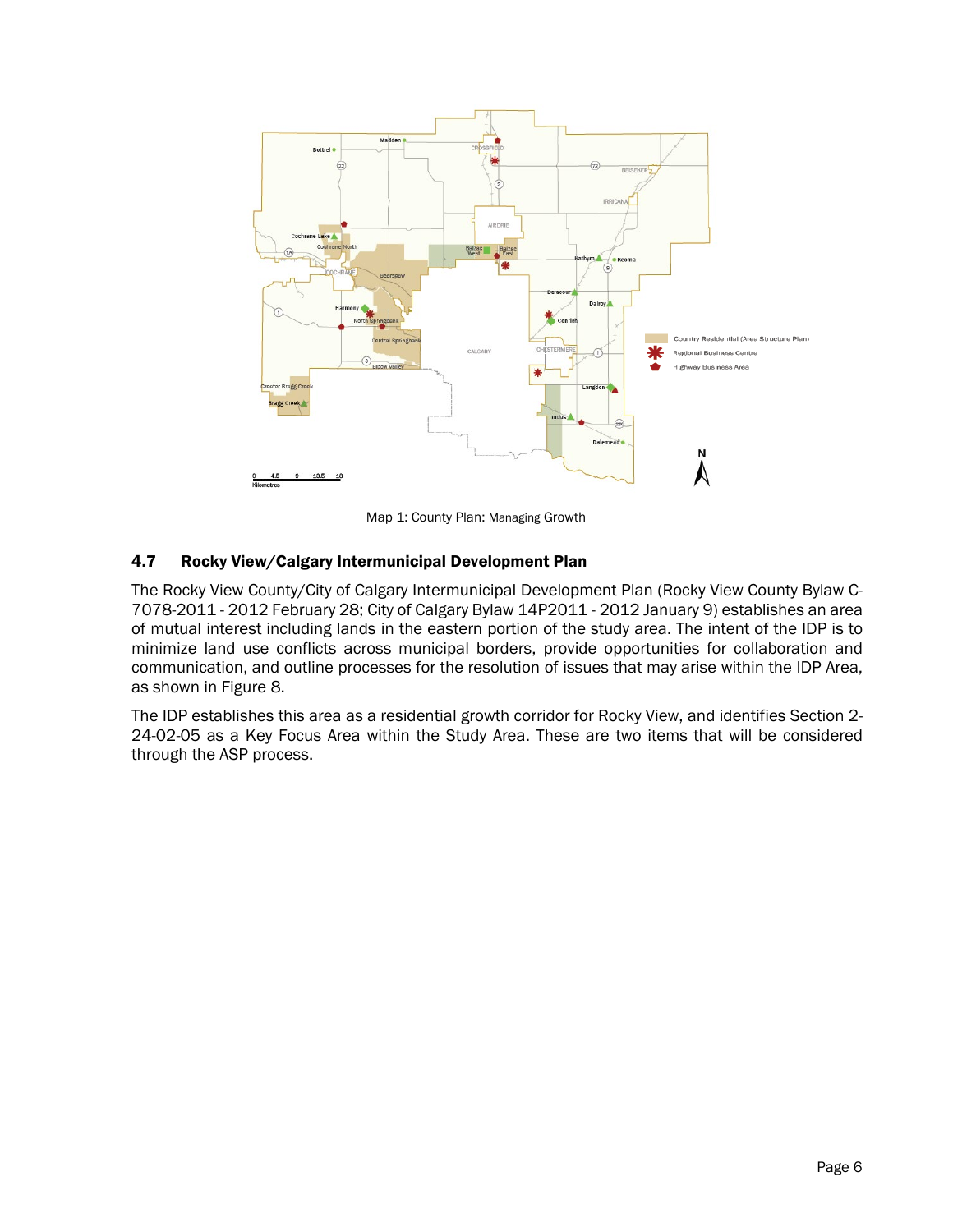Map 1: County Plan: Managing Growth

## 4.7 Rocky View/Calgary Intermunicipal Development Plan

The Rocky View County/City of Calgary Intermunicipal Development Plan (Rocky View County Bylaw C-7078-2011 - 2012 February 28; City of Calgary Bylaw 14P2011 - 2012 January 9) establishes an area of mutual interest including lands in the eastern portion of the study area. The intent of the IDP is to minimize land use conflicts across municipal borders, provide opportunities for collaboration and communication, and outline processes for the resolution of issues that may arise within the IDP Area, as shown in Figure 8.

The IDP establishes this area as a residential growth corridor for Rocky View, and identifies Section 2-24-02-05 as a Key Focus Area within the Study Area. These are two items that will be considered through the ASP process.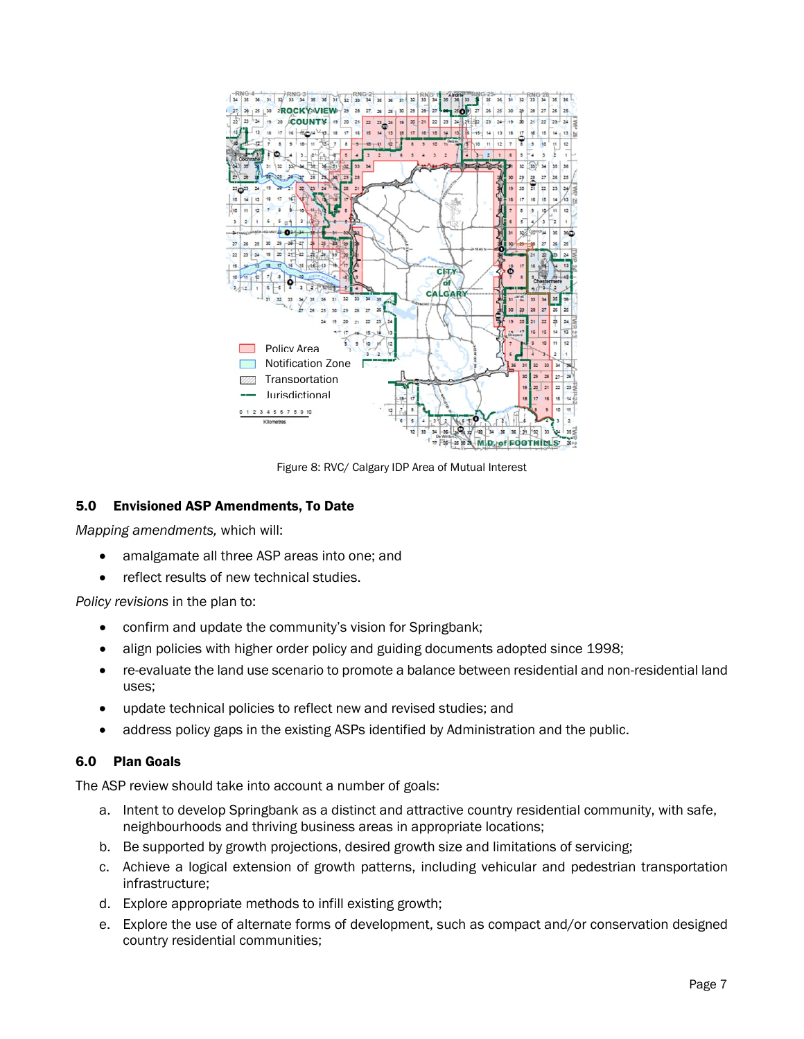Figure 8: RVC/ Calgary IDP Area of Mutual Interest

### 5.0 Envisioned ASP Amendments, To Date

*Mapping amendments,* which will:

- amalgamate all three ASP areas into one; and
- reflect results of new technical studies.

*Policy revisions* in the plan to:

- confirm and update the community's vision for Springbank;
- align policies with higher order policy and guiding documents adopted since 1998;
- re-evaluate the land use scenario to promote a balance between residential and non-residential land uses;
- update technical policies to reflect new and revised studies; and
- address policy gaps in the existing ASPs identified by Administration and the public.

### 6.0 Plan Goals

The ASP review should take into account a number of goals:

a. Intent to develop Springbank as a distinct and attractive country residential community, with safe, neighbourhoods and thriving business areas in appropriate locations;
b. Be supported by growth projections, desired growth size and limitations of servicing;
c. Achieve a logical extension of growth patterns, including vehicular and pedestrian transportation infrastructure;
d. Explore appropriate methods to infill existing growth;
e. Explore the use of alternate forms of development, such as compact and/or conservation designed country residential communities;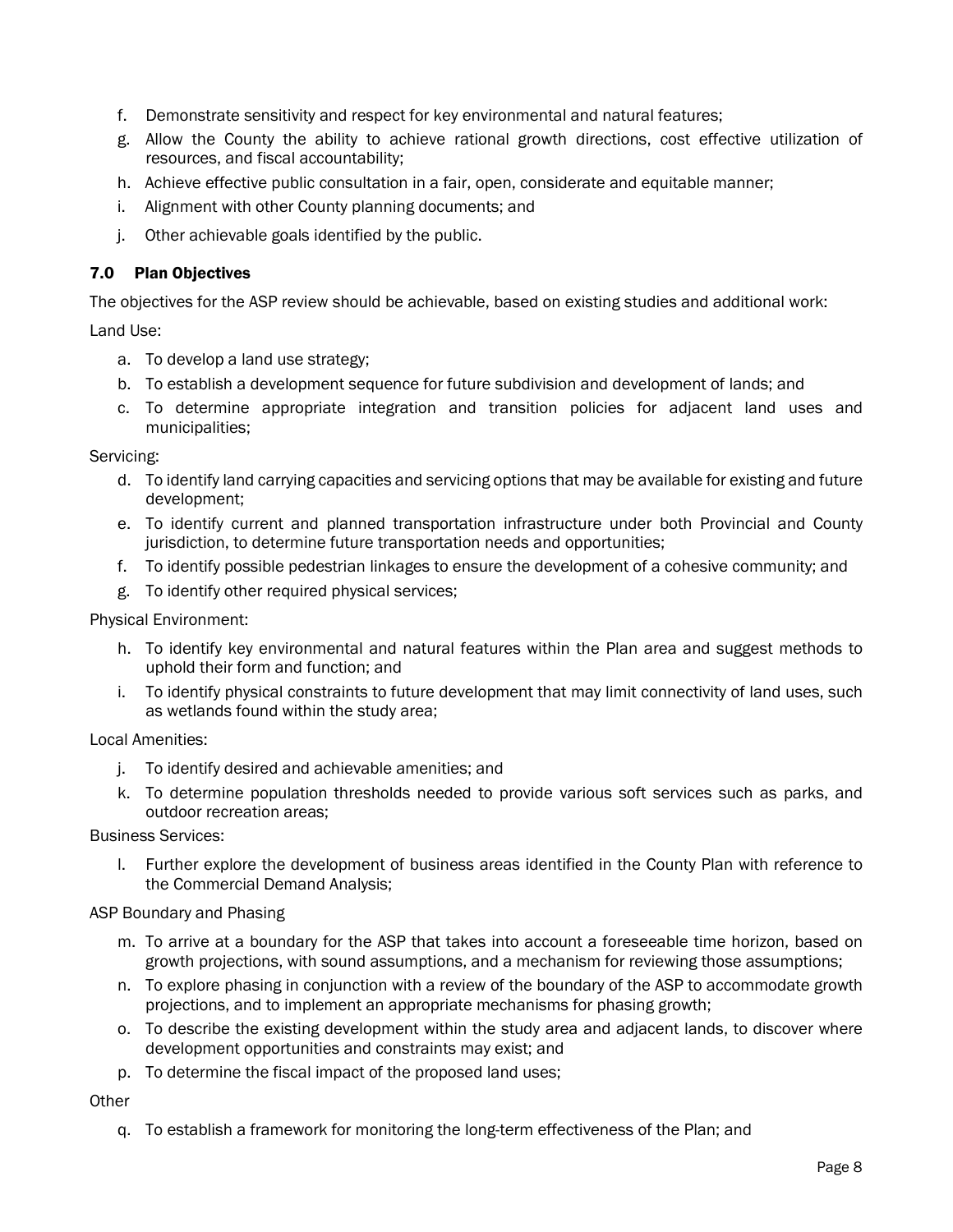f. Demonstrate sensitivity and respect for key environmental and natural features;
g. Allow the County the ability to achieve rational growth directions, cost effective utilization of resources, and fiscal accountability;
h. Achieve effective public consultation in a fair, open, considerate and equitable manner;
i. Alignment with other County planning documents; and
j. Other achievable goals identified by the public.

### 7.0 Plan Objectives

The objectives for the ASP review should be achievable, based on existing studies and additional work:

Land Use:

a. To develop a land use strategy;
b. To establish a development sequence for future subdivision and development of lands; and
c. To determine appropriate integration and transition policies for adjacent land uses and municipalities;

Servicing:

d. To identify land carrying capacities and servicing options that may be available for existing and future development;
e. To identify current and planned transportation infrastructure under both Provincial and County jurisdiction, to determine future transportation needs and opportunities;
f. To identify possible pedestrian linkages to ensure the development of a cohesive community; and
g. To identify other required physical services;

Physical Environment:

h. To identify key environmental and natural features within the Plan area and suggest methods to uphold their form and function; and
i. To identify physical constraints to future development that may limit connectivity of land uses, such as wetlands found within the study area;

Local Amenities:

j. To identify desired and achievable amenities; and
k. To determine population thresholds needed to provide various soft services such as parks, and outdoor recreation areas;

Business Services:

l. Further explore the development of business areas identified in the County Plan with reference to the Commercial Demand Analysis;

ASP Boundary and Phasing

m. To arrive at a boundary for the ASP that takes into account a foreseeable time horizon, based on growth projections, with sound assumptions, and a mechanism for reviewing those assumptions;
n. To explore phasing in conjunction with a review of the boundary of the ASP to accommodate growth projections, and to implement an appropriate mechanisms for phasing growth;
o. To describe the existing development within the study area and adjacent lands, to discover where development opportunities and constraints may exist; and
p. To determine the fiscal impact of the proposed land uses;

Other

q. To establish a framework for monitoring the long-term effectiveness of the Plan; and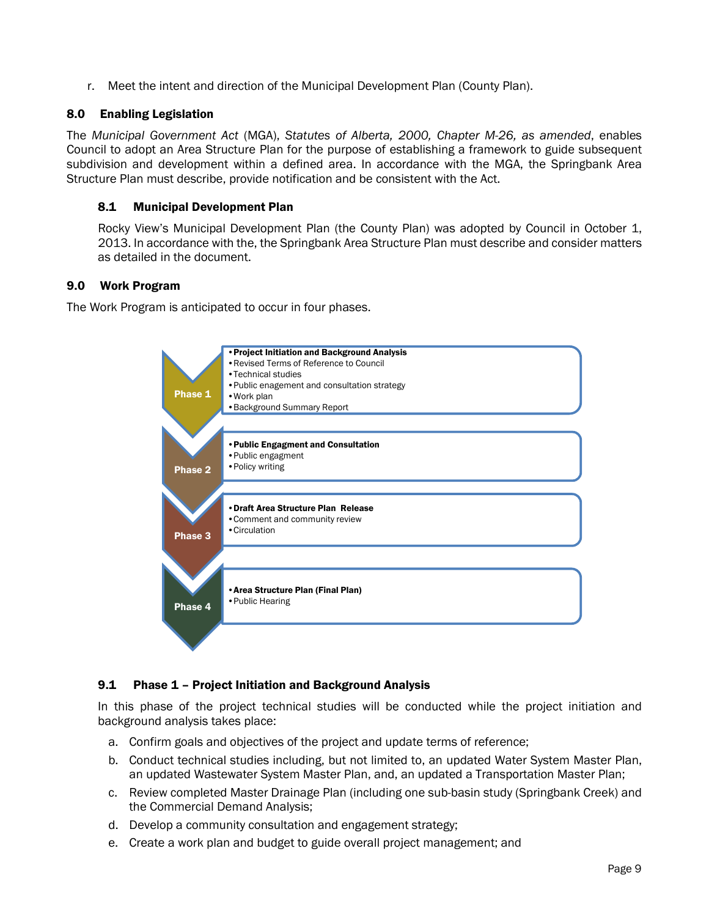r. Meet the intent and direction of the Municipal Development Plan (County Plan).

## 8.0 Enabling Legislation

The *Municipal Government Act* (MGA), *Statutes of Alberta, 2000, Chapter M-26, as amended*, enables Council to adopt an Area Structure Plan for the purpose of establishing a framework to guide subsequent subdivision and development within a defined area. In accordance with the MGA, the Springbank Area Structure Plan must describe, provide notification and be consistent with the Act.

### 8.1 Municipal Development Plan

Rocky View's Municipal Development Plan (the County Plan) was adopted by Council in October 1, 2013. In accordance with the, the Springbank Area Structure Plan must describe and consider matters as detailed in the document.

## 9.0 Work Program

The Work Program is anticipated to occur in four phases.

**Phase 1**
- **Project Initiation and Background Analysis**
- Revised Terms of Reference to Council
- Technical studies
- Public enagement and consultation strategy
- Work plan
- Background Summary Report

**Phase 2**
- **Public Engagment and Consultation**
- Public engagment
- Policy writing

**Phase 3**
- **Draft Area Structure Plan Release**
- Comment and community review
- Circulation

**Phase 4**
- **Area Structure Plan (Final Plan)**
- Public Hearing

### 9.1 Phase 1 – Project Initiation and Background Analysis

In this phase of the project technical studies will be conducted while the project initiation and background analysis takes place:

a. Confirm goals and objectives of the project and update terms of reference;

b. Conduct technical studies including, but not limited to, an updated Water System Master Plan, an updated Wastewater System Master Plan, and, an updated a Transportation Master Plan;

c. Review completed Master Drainage Plan (including one sub-basin study (Springbank Creek) and the Commercial Demand Analysis;

d. Develop a community consultation and engagement strategy;

e. Create a work plan and budget to guide overall project management; and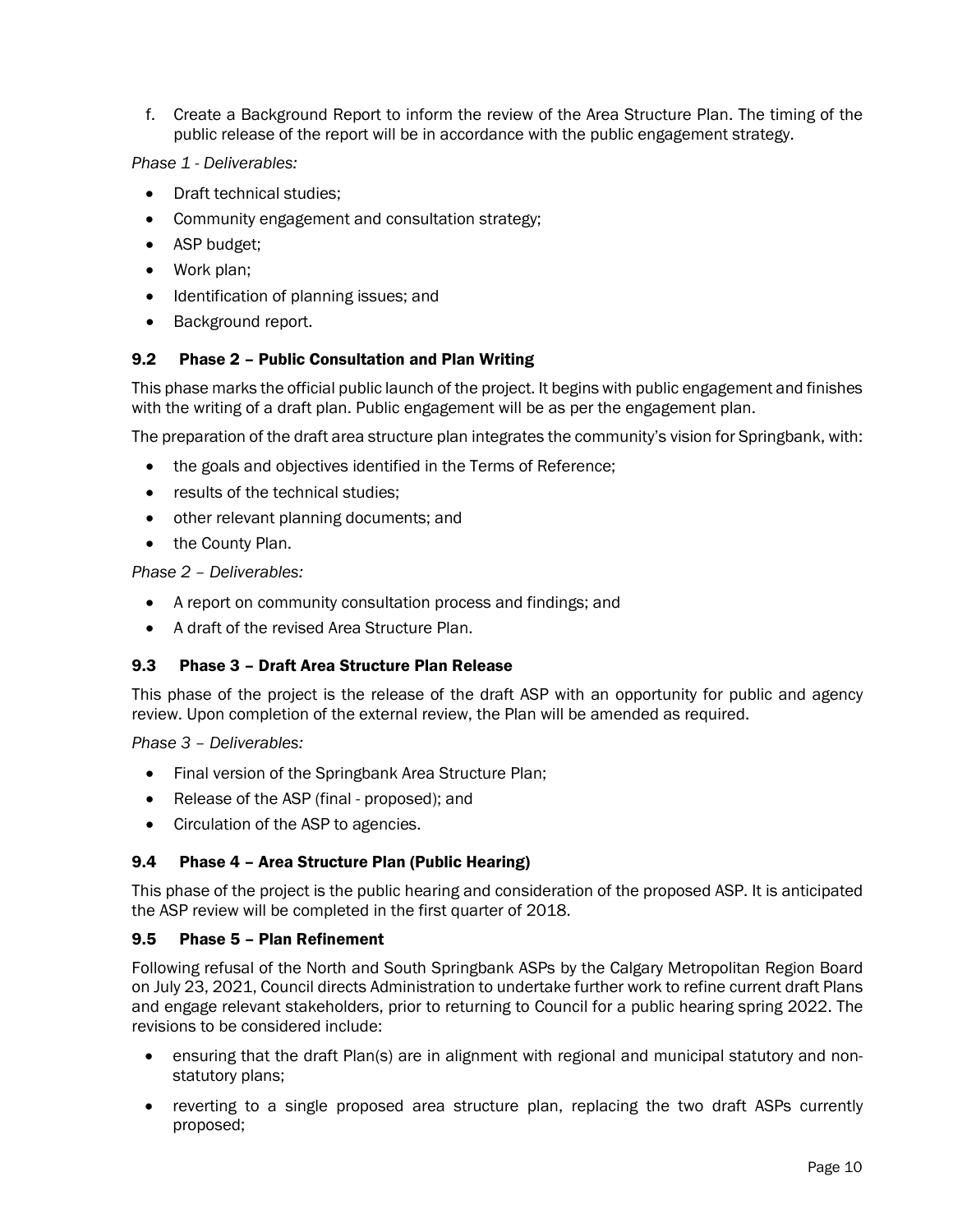f. Create a Background Report to inform the review of the Area Structure Plan. The timing of the public release of the report will be in accordance with the public engagement strategy.

*Phase 1 - Deliverables:*

- Draft technical studies;
- Community engagement and consultation strategy;
- ASP budget;
- Work plan;
- Identification of planning issues; and
- Background report.

### 9.2 Phase 2 – Public Consultation and Plan Writing

This phase marks the official public launch of the project. It begins with public engagement and finishes with the writing of a draft plan. Public engagement will be as per the engagement plan.

The preparation of the draft area structure plan integrates the community's vision for Springbank, with:

- the goals and objectives identified in the Terms of Reference;
- results of the technical studies;
- other relevant planning documents; and
- the County Plan.

*Phase 2 – Deliverables:*

- A report on community consultation process and findings; and
- A draft of the revised Area Structure Plan.

### 9.3 Phase 3 – Draft Area Structure Plan Release

This phase of the project is the release of the draft ASP with an opportunity for public and agency review. Upon completion of the external review, the Plan will be amended as required.

*Phase 3 – Deliverables:*

- Final version of the Springbank Area Structure Plan;
- Release of the ASP (final - proposed); and
- Circulation of the ASP to agencies.

### 9.4 Phase 4 – Area Structure Plan (Public Hearing)

This phase of the project is the public hearing and consideration of the proposed ASP. It is anticipated the ASP review will be completed in the first quarter of 2018.

### 9.5 Phase 5 – Plan Refinement

Following refusal of the North and South Springbank ASPs by the Calgary Metropolitan Region Board on July 23, 2021, Council directs Administration to undertake further work to refine current draft Plans and engage relevant stakeholders, prior to returning to Council for a public hearing spring 2022. The revisions to be considered include:

- ensuring that the draft Plan(s) are in alignment with regional and municipal statutory and non-statutory plans;
- reverting to a single proposed area structure plan, replacing the two draft ASPs currently proposed;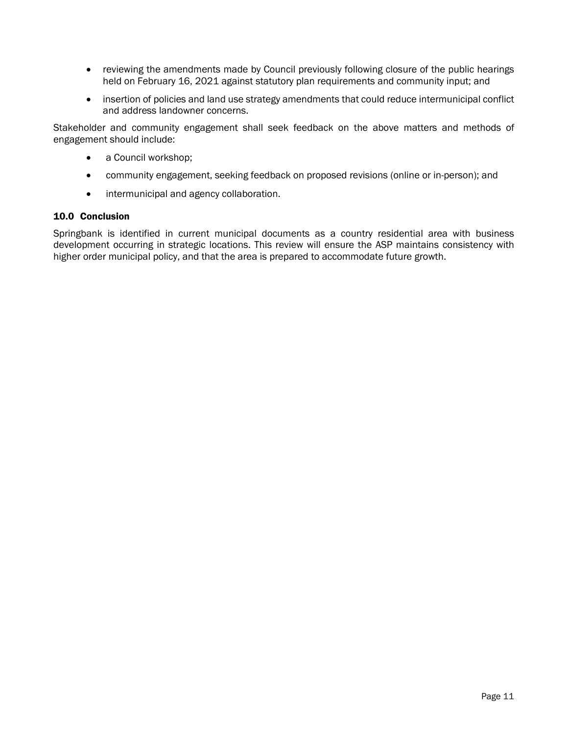- reviewing the amendments made by Council previously following closure of the public hearings held on February 16, 2021 against statutory plan requirements and community input; and
- insertion of policies and land use strategy amendments that could reduce intermunicipal conflict and address landowner concerns.

Stakeholder and community engagement shall seek feedback on the above matters and methods of engagement should include:

- a Council workshop;
- community engagement, seeking feedback on proposed revisions (online or in-person); and
- intermunicipal and agency collaboration.

### 10.0 Conclusion

Springbank is identified in current municipal documents as a country residential area with business development occurring in strategic locations. This review will ensure the ASP maintains consistency with higher order municipal policy, and that the area is prepared to accommodate future growth.